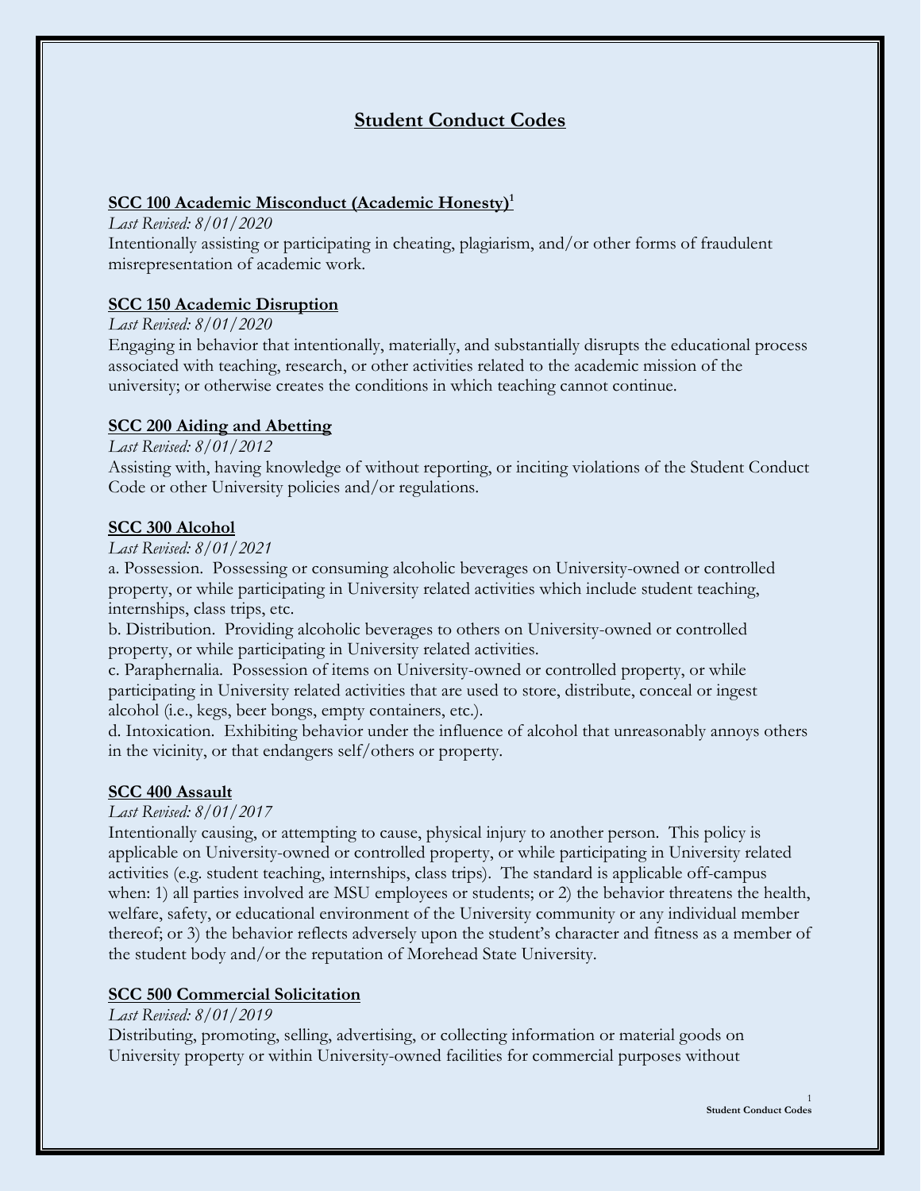# Student Conduct Codes

## SCC 100 Academic Misconduct (Academic Honesty)[1]

*Last Revised: 8/01/2020*

Intentionally assisting or participating in cheating, plagiarism, and/or other forms of fraudulent misrepresentation of academic work.

## SCC 150 Academic Disruption

*Last Revised: 8/01/2020*

Engaging in behavior that intentionally, materially, and substantially disrupts the educational process associated with teaching, research, or other activities related to the academic mission of the university; or otherwise creates the conditions in which teaching cannot continue.

## SCC 200 Aiding and Abetting

*Last Revised: 8/01/2012*

Assisting with, having knowledge of without reporting, or inciting violations of the Student Conduct Code or other University policies and/or regulations.

## SCC 300 Alcohol

*Last Revised: 8/01/2021*

a. Possession. Possessing or consuming alcoholic beverages on University-owned or controlled property, or while participating in University related activities which include student teaching, internships, class trips, etc.

b. Distribution. Providing alcoholic beverages to others on University-owned or controlled property, or while participating in University related activities.

c. Paraphernalia. Possession of items on University-owned or controlled property, or while participating in University related activities that are used to store, distribute, conceal or ingest alcohol (i.e., kegs, beer bongs, empty containers, etc.).

d. Intoxication. Exhibiting behavior under the influence of alcohol that unreasonably annoys others in the vicinity, or that endangers self/others or property.

## SCC 400 Assault

*Last Revised: 8/01/2017*

Intentionally causing, or attempting to cause, physical injury to another person. This policy is applicable on University-owned or controlled property, or while participating in University related activities (e.g. student teaching, internships, class trips). The standard is applicable off-campus when: 1) all parties involved are MSU employees or students; or 2) the behavior threatens the health, welfare, safety, or educational environment of the University community or any individual member thereof; or 3) the behavior reflects adversely upon the student's character and fitness as a member of the student body and/or the reputation of Morehead State University.

## SCC 500 Commercial Solicitation

*Last Revised: 8/01/2019*

Distributing, promoting, selling, advertising, or collecting information or material goods on University property or within University-owned facilities for commercial purposes without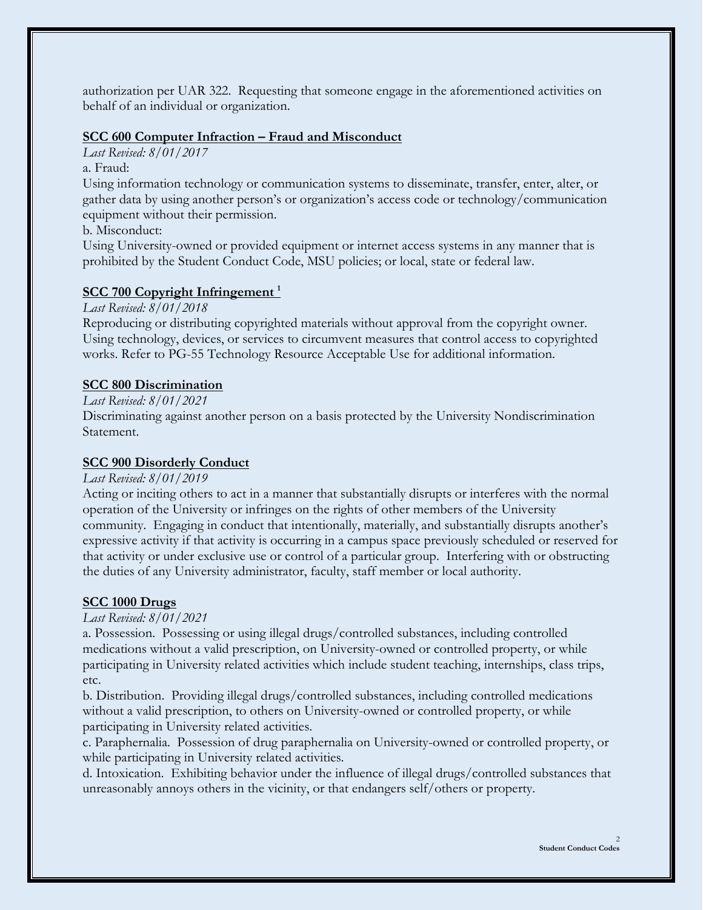authorization per UAR 322. Requesting that someone engage in the aforementioned activities on behalf of an individual or organization.

## SCC 600 Computer Infraction – Fraud and Misconduct

*Last Revised: 8/01/2017*

a. Fraud:

Using information technology or communication systems to disseminate, transfer, enter, alter, or gather data by using another person's or organization's access code or technology/communication equipment without their permission.

b. Misconduct:

Using University-owned or provided equipment or internet access systems in any manner that is prohibited by the Student Conduct Code, MSU policies; or local, state or federal law.

## SCC 700 Copyright Infringement [1]

*Last Revised: 8/01/2018*

Reproducing or distributing copyrighted materials without approval from the copyright owner. Using technology, devices, or services to circumvent measures that control access to copyrighted works. Refer to PG-55 Technology Resource Acceptable Use for additional information.

## SCC 800 Discrimination

*Last Revised: 8/01/2021*

Discriminating against another person on a basis protected by the University Nondiscrimination Statement.

## SCC 900 Disorderly Conduct

*Last Revised: 8/01/2019*

Acting or inciting others to act in a manner that substantially disrupts or interferes with the normal operation of the University or infringes on the rights of other members of the University community. Engaging in conduct that intentionally, materially, and substantially disrupts another's expressive activity if that activity is occurring in a campus space previously scheduled or reserved for that activity or under exclusive use or control of a particular group. Interfering with or obstructing the duties of any University administrator, faculty, staff member or local authority.

## SCC 1000 Drugs

*Last Revised: 8/01/2021*

a. Possession. Possessing or using illegal drugs/controlled substances, including controlled medications without a valid prescription, on University-owned or controlled property, or while participating in University related activities which include student teaching, internships, class trips, etc.

b. Distribution. Providing illegal drugs/controlled substances, including controlled medications without a valid prescription, to others on University-owned or controlled property, or while participating in University related activities.

c. Paraphernalia. Possession of drug paraphernalia on University-owned or controlled property, or while participating in University related activities.

d. Intoxication. Exhibiting behavior under the influence of illegal drugs/controlled substances that unreasonably annoys others in the vicinity, or that endangers self/others or property.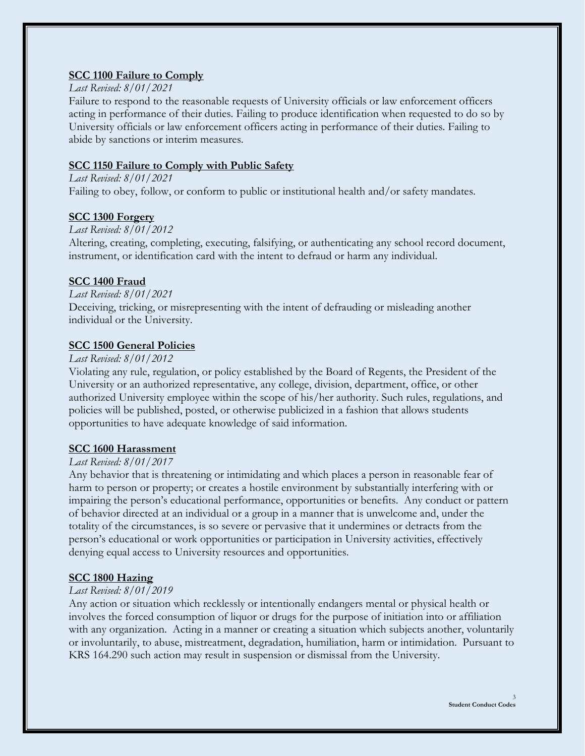### SCC 1100 Failure to Comply

*Last Revised: 8/01/2021*

Failure to respond to the reasonable requests of University officials or law enforcement officers acting in performance of their duties. Failing to produce identification when requested to do so by University officials or law enforcement officers acting in performance of their duties. Failing to abide by sanctions or interim measures.

### SCC 1150 Failure to Comply with Public Safety

*Last Revised: 8/01/2021*

Failing to obey, follow, or conform to public or institutional health and/or safety mandates.

### SCC 1300 Forgery

*Last Revised: 8/01/2012*

Altering, creating, completing, executing, falsifying, or authenticating any school record document, instrument, or identification card with the intent to defraud or harm any individual.

### SCC 1400 Fraud

*Last Revised: 8/01/2021*

Deceiving, tricking, or misrepresenting with the intent of defrauding or misleading another individual or the University.

### SCC 1500 General Policies

*Last Revised: 8/01/2012*

Violating any rule, regulation, or policy established by the Board of Regents, the President of the University or an authorized representative, any college, division, department, office, or other authorized University employee within the scope of his/her authority. Such rules, regulations, and policies will be published, posted, or otherwise publicized in a fashion that allows students opportunities to have adequate knowledge of said information.

### SCC 1600 Harassment

*Last Revised: 8/01/2017*

Any behavior that is threatening or intimidating and which places a person in reasonable fear of harm to person or property; or creates a hostile environment by substantially interfering with or impairing the person's educational performance, opportunities or benefits. Any conduct or pattern of behavior directed at an individual or a group in a manner that is unwelcome and, under the totality of the circumstances, is so severe or pervasive that it undermines or detracts from the person's educational or work opportunities or participation in University activities, effectively denying equal access to University resources and opportunities.

### SCC 1800 Hazing

*Last Revised: 8/01/2019*

Any action or situation which recklessly or intentionally endangers mental or physical health or involves the forced consumption of liquor or drugs for the purpose of initiation into or affiliation with any organization. Acting in a manner or creating a situation which subjects another, voluntarily or involuntarily, to abuse, mistreatment, degradation, humiliation, harm or intimidation. Pursuant to KRS 164.290 such action may result in suspension or dismissal from the University.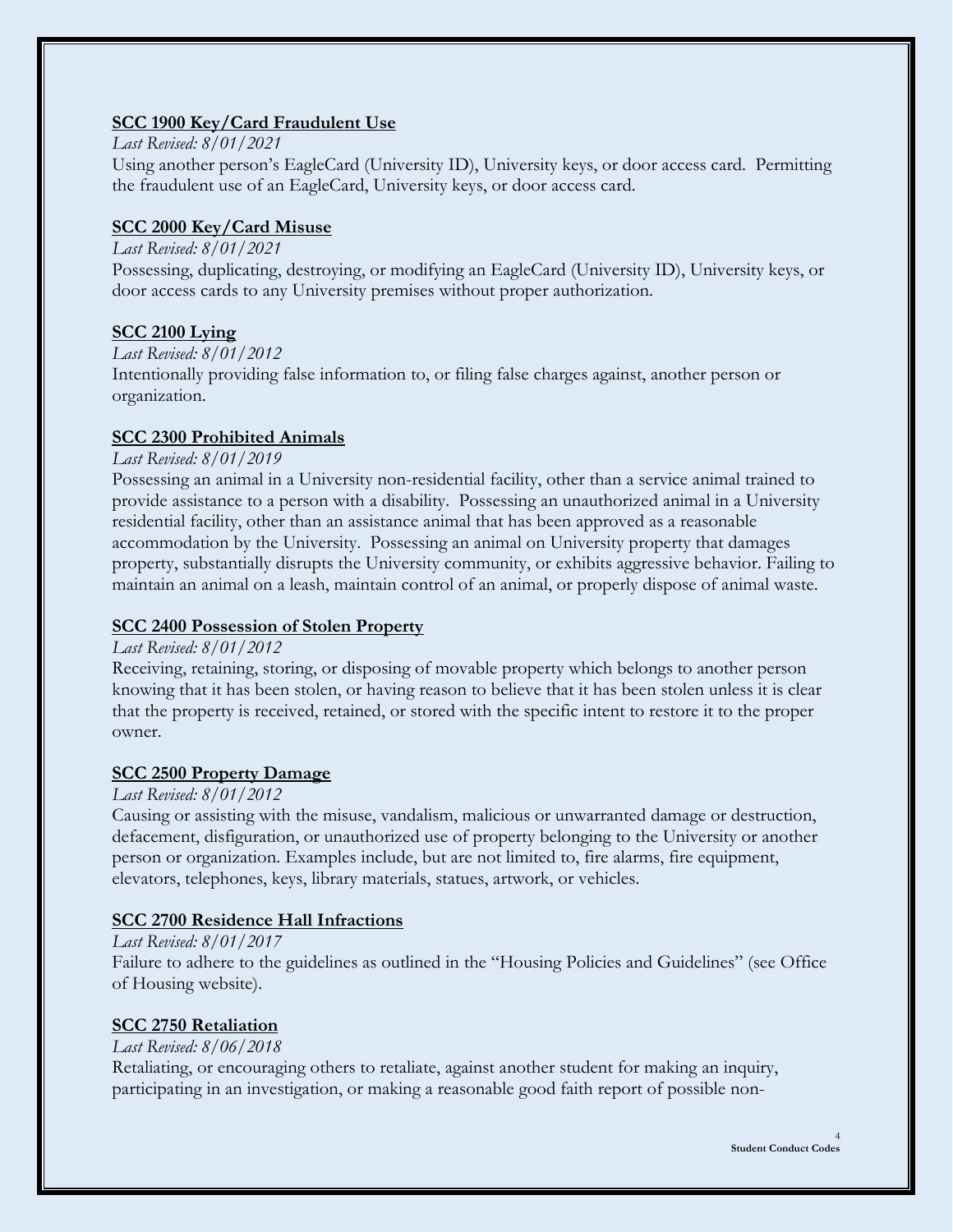**SCC 1900 Key/Card Fraudulent Use**

*Last Revised: 8/01/2021*

Using another person's EagleCard (University ID), University keys, or door access card. Permitting the fraudulent use of an EagleCard, University keys, or door access card.

**SCC 2000 Key/Card Misuse**

*Last Revised: 8/01/2021*

Possessing, duplicating, destroying, or modifying an EagleCard (University ID), University keys, or door access cards to any University premises without proper authorization.

**SCC 2100 Lying**

*Last Revised: 8/01/2012*

Intentionally providing false information to, or filing false charges against, another person or organization.

**SCC 2300 Prohibited Animals**

*Last Revised: 8/01/2019*

Possessing an animal in a University non-residential facility, other than a service animal trained to provide assistance to a person with a disability. Possessing an unauthorized animal in a University residential facility, other than an assistance animal that has been approved as a reasonable accommodation by the University. Possessing an animal on University property that damages property, substantially disrupts the University community, or exhibits aggressive behavior. Failing to maintain an animal on a leash, maintain control of an animal, or properly dispose of animal waste.

**SCC 2400 Possession of Stolen Property**

*Last Revised: 8/01/2012*

Receiving, retaining, storing, or disposing of movable property which belongs to another person knowing that it has been stolen, or having reason to believe that it has been stolen unless it is clear that the property is received, retained, or stored with the specific intent to restore it to the proper owner.

**SCC 2500 Property Damage**

*Last Revised: 8/01/2012*

Causing or assisting with the misuse, vandalism, malicious or unwarranted damage or destruction, defacement, disfiguration, or unauthorized use of property belonging to the University or another person or organization. Examples include, but are not limited to, fire alarms, fire equipment, elevators, telephones, keys, library materials, statues, artwork, or vehicles.

**SCC 2700 Residence Hall Infractions**

*Last Revised: 8/01/2017*

Failure to adhere to the guidelines as outlined in the "Housing Policies and Guidelines" (see Office of Housing website).

**SCC 2750 Retaliation**

*Last Revised: 8/06/2018*

Retaliating, or encouraging others to retaliate, against another student for making an inquiry, participating in an investigation, or making a reasonable good faith report of possible non-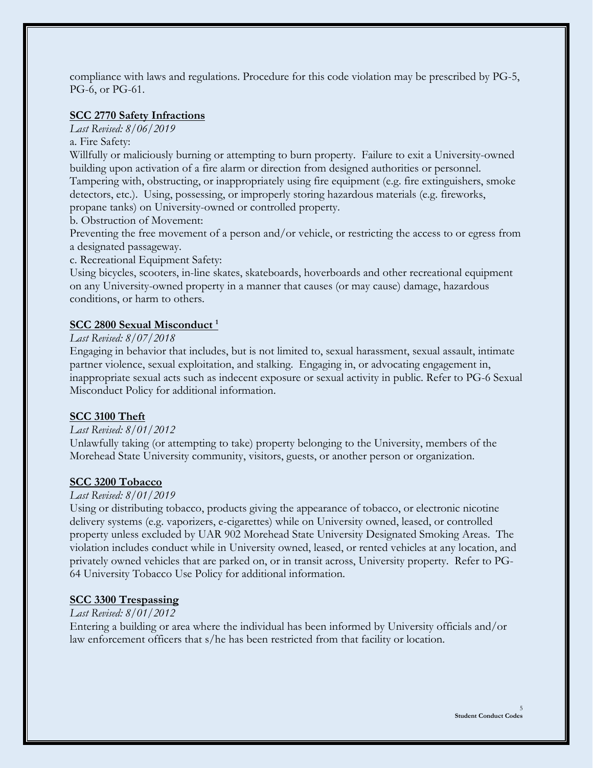compliance with laws and regulations. Procedure for this code violation may be prescribed by PG-5, PG-6, or PG-61.

**SCC 2770 Safety Infractions**

*Last Revised: 8/06/2019*

a. Fire Safety:

Willfully or maliciously burning or attempting to burn property. Failure to exit a University-owned building upon activation of a fire alarm or direction from designed authorities or personnel. Tampering with, obstructing, or inappropriately using fire equipment (e.g. fire extinguishers, smoke detectors, etc.). Using, possessing, or improperly storing hazardous materials (e.g. fireworks, propane tanks) on University-owned or controlled property.

b. Obstruction of Movement:

Preventing the free movement of a person and/or vehicle, or restricting the access to or egress from a designated passageway.

c. Recreational Equipment Safety:

Using bicycles, scooters, in-line skates, skateboards, hoverboards and other recreational equipment on any University-owned property in a manner that causes (or may cause) damage, hazardous conditions, or harm to others.

**SCC 2800 Sexual Misconduct [1]**

*Last Revised: 8/07/2018*

Engaging in behavior that includes, but is not limited to, sexual harassment, sexual assault, intimate partner violence, sexual exploitation, and stalking. Engaging in, or advocating engagement in, inappropriate sexual acts such as indecent exposure or sexual activity in public. Refer to PG-6 Sexual Misconduct Policy for additional information.

**SCC 3100 Theft**

*Last Revised: 8/01/2012*

Unlawfully taking (or attempting to take) property belonging to the University, members of the Morehead State University community, visitors, guests, or another person or organization.

**SCC 3200 Tobacco**

*Last Revised: 8/01/2019*

Using or distributing tobacco, products giving the appearance of tobacco, or electronic nicotine delivery systems (e.g. vaporizers, e-cigarettes) while on University owned, leased, or controlled property unless excluded by UAR 902 Morehead State University Designated Smoking Areas. The violation includes conduct while in University owned, leased, or rented vehicles at any location, and privately owned vehicles that are parked on, or in transit across, University property. Refer to PG-64 University Tobacco Use Policy for additional information.

**SCC 3300 Trespassing**

*Last Revised: 8/01/2012*

Entering a building or area where the individual has been informed by University officials and/or law enforcement officers that s/he has been restricted from that facility or location.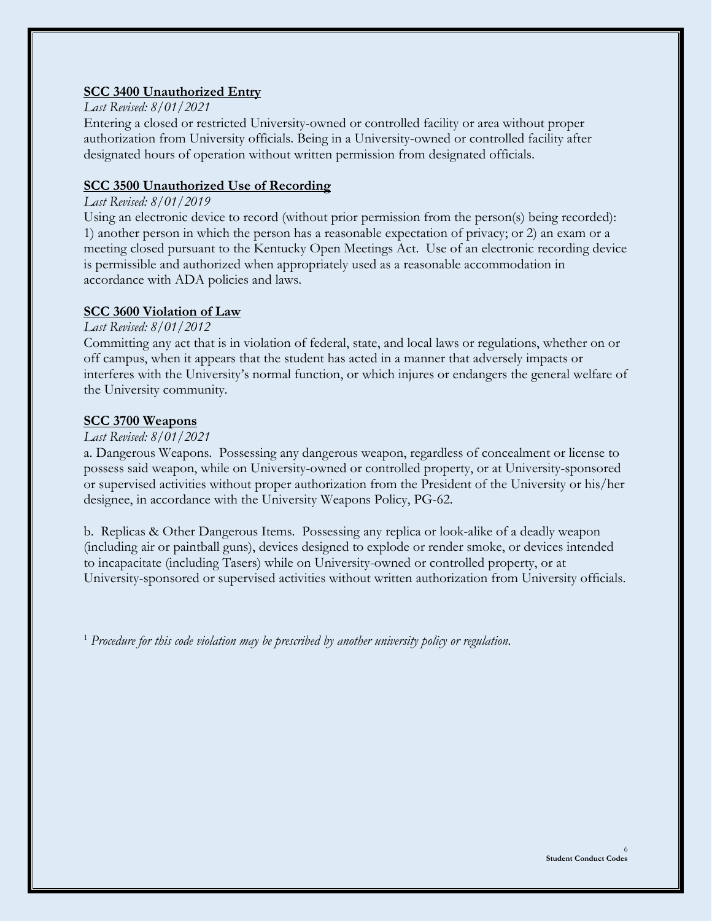**SCC 3400 Unauthorized Entry**

*Last Revised: 8/01/2021*

Entering a closed or restricted University-owned or controlled facility or area without proper authorization from University officials. Being in a University-owned or controlled facility after designated hours of operation without written permission from designated officials.

**SCC 3500 Unauthorized Use of Recording**

*Last Revised: 8/01/2019*

Using an electronic device to record (without prior permission from the person(s) being recorded): 1) another person in which the person has a reasonable expectation of privacy; or 2) an exam or a meeting closed pursuant to the Kentucky Open Meetings Act. Use of an electronic recording device is permissible and authorized when appropriately used as a reasonable accommodation in accordance with ADA policies and laws.

**SCC 3600 Violation of Law**

*Last Revised: 8/01/2012*

Committing any act that is in violation of federal, state, and local laws or regulations, whether on or off campus, when it appears that the student has acted in a manner that adversely impacts or interferes with the University's normal function, or which injures or endangers the general welfare of the University community.

**SCC 3700 Weapons**

*Last Revised: 8/01/2021*

a. Dangerous Weapons. Possessing any dangerous weapon, regardless of concealment or license to possess said weapon, while on University-owned or controlled property, or at University-sponsored or supervised activities without proper authorization from the President of the University or his/her designee, in accordance with the University Weapons Policy, PG-62.

b. Replicas & Other Dangerous Items. Possessing any replica or look-alike of a deadly weapon (including air or paintball guns), devices designed to explode or render smoke, or devices intended to incapacitate (including Tasers) while on University-owned or controlled property, or at University-sponsored or supervised activities without written authorization from University officials.

[1] *Procedure for this code violation may be prescribed by another university policy or regulation.*